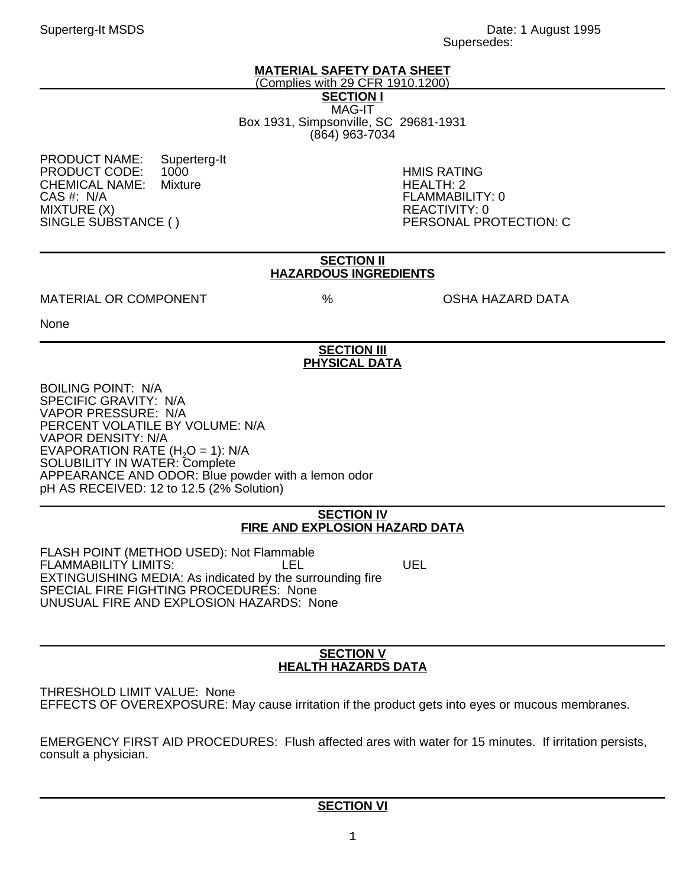Superterg-It MSDS

Date: 1 August 1995
Supersedes:

# MATERIAL SAFETY DATA SHEET

(Complies with 29 CFR 1910.1200)

## SECTION I

MAG-IT
Box 1931, Simpsonville, SC 29681-1931
(864) 963-7034

PRODUCT NAME: Superterg-It
PRODUCT CODE: 1000
CHEMICAL NAME: Mixture
CAS #: N/A
MIXTURE (X)
SINGLE SUBSTANCE ( )

HMIS RATING
HEALTH: 2
FLAMMABILITY: 0
REACTIVITY: 0
PERSONAL PROTECTION: C

## SECTION II
## HAZARDOUS INGREDIENTS

| MATERIAL OR COMPONENT | % | OSHA HAZARD DATA |
|---|---|---|
| None | | |

## SECTION III
## PHYSICAL DATA

BOILING POINT: N/A
SPECIFIC GRAVITY: N/A
VAPOR PRESSURE: N/A
PERCENT VOLATILE BY VOLUME: N/A
VAPOR DENSITY: N/A
EVAPORATION RATE ($H_2O$ = 1): N/A
SOLUBILITY IN WATER: Complete
APPEARANCE AND ODOR: Blue powder with a lemon odor
pH AS RECEIVED: 12 to 12.5 (2% Solution)

## SECTION IV
## FIRE AND EXPLOSION HAZARD DATA

FLASH POINT (METHOD USED): Not Flammable
FLAMMABILITY LIMITS: LEL UEL
EXTINGUISHING MEDIA: As indicated by the surrounding fire
SPECIAL FIRE FIGHTING PROCEDURES: None
UNUSUAL FIRE AND EXPLOSION HAZARDS: None

## SECTION V
## HEALTH HAZARDS DATA

THRESHOLD LIMIT VALUE: None
EFFECTS OF OVEREXPOSURE: May cause irritation if the product gets into eyes or mucous membranes.

EMERGENCY FIRST AID PROCEDURES: Flush affected ares with water for 15 minutes. If irritation persists, consult a physician.

## SECTION VI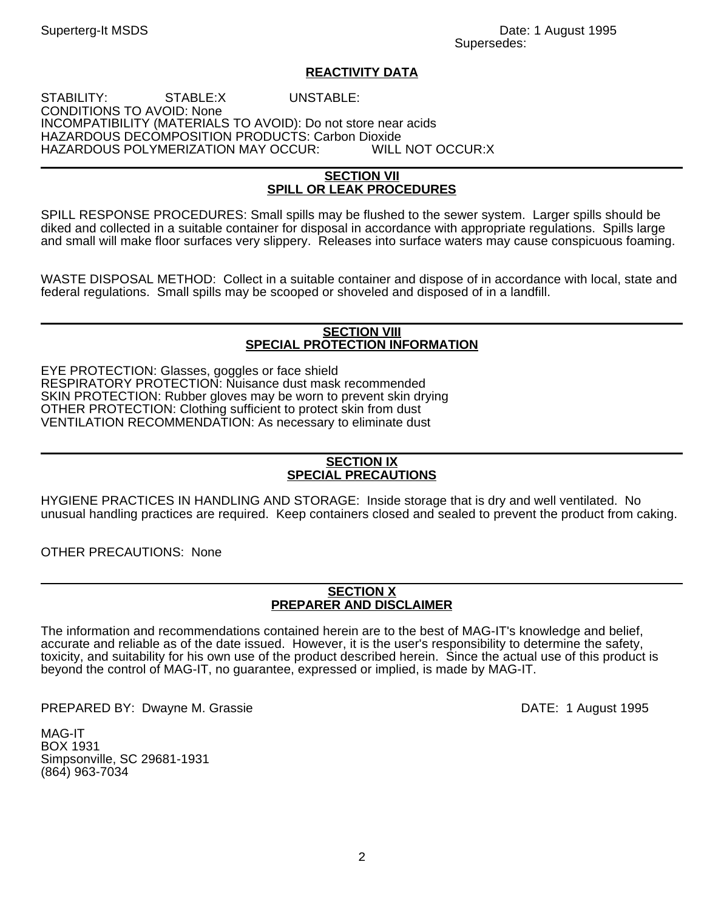## REACTIVITY DATA

STABILITY: STABLE:X UNSTABLE:
CONDITIONS TO AVOID: None
INCOMPATIBILITY (MATERIALS TO AVOID): Do not store near acids
HAZARDOUS DECOMPOSITION PRODUCTS: Carbon Dioxide
HAZARDOUS POLYMERIZATION MAY OCCUR: WILL NOT OCCUR:X

---

## SECTION VII
## SPILL OR LEAK PROCEDURES

SPILL RESPONSE PROCEDURES: Small spills may be flushed to the sewer system. Larger spills should be diked and collected in a suitable container for disposal in accordance with appropriate regulations. Spills large and small will make floor surfaces very slippery. Releases into surface waters may cause conspicuous foaming.

WASTE DISPOSAL METHOD: Collect in a suitable container and dispose of in accordance with local, state and federal regulations. Small spills may be scooped or shoveled and disposed of in a landfill.

---

## SECTION VIII
## SPECIAL PROTECTION INFORMATION

EYE PROTECTION: Glasses, goggles or face shield
RESPIRATORY PROTECTION: Nuisance dust mask recommended
SKIN PROTECTION: Rubber gloves may be worn to prevent skin drying
OTHER PROTECTION: Clothing sufficient to protect skin from dust
VENTILATION RECOMMENDATION: As necessary to eliminate dust

---

## SECTION IX
## SPECIAL PRECAUTIONS

HYGIENE PRACTICES IN HANDLING AND STORAGE: Inside storage that is dry and well ventilated. No unusual handling practices are required. Keep containers closed and sealed to prevent the product from caking.

OTHER PRECAUTIONS: None

---

## SECTION X
## PREPARER AND DISCLAIMER

The information and recommendations contained herein are to the best of MAG-IT's knowledge and belief, accurate and reliable as of the date issued. However, it is the user's responsibility to determine the safety, toxicity, and suitability for his own use of the product described herein. Since the actual use of this product is beyond the control of MAG-IT, no guarantee, expressed or implied, is made by MAG-IT.

PREPARED BY: Dwayne M. Grassie DATE: 1 August 1995

MAG-IT
BOX 1931
Simpsonville, SC 29681-1931
(864) 963-7034